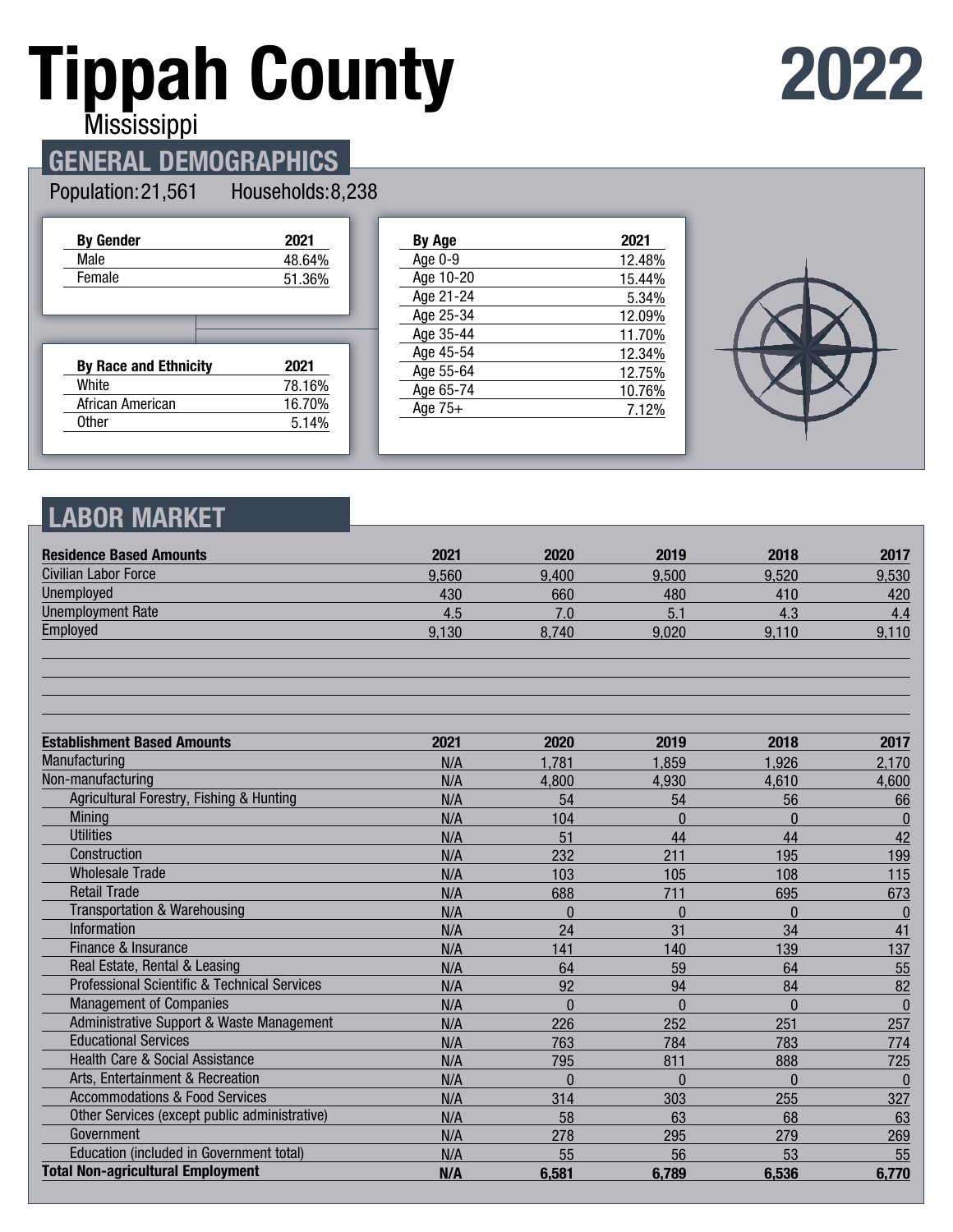# Tippah County

Mississippi

# 2022

## GENERAL DEMOGRAPHICS

Population: 21,561 Households: 8,238

| By Gender | 2021 |
|---|---|
| Male | 48.64% |
| Female | 51.36% |

| By Race and Ethnicity | 2021 |
|---|---|
| White | 78.16% |
| African American | 16.70% |
| Other | 5.14% |

| By Age | 2021 |
|---|---|
| Age 0-9 | 12.48% |
| Age 10-20 | 15.44% |
| Age 21-24 | 5.34% |
| Age 25-34 | 12.09% |
| Age 35-44 | 11.70% |
| Age 45-54 | 12.34% |
| Age 55-64 | 12.75% |
| Age 65-74 | 10.76% |
| Age 75+ | 7.12% |

## LABOR MARKET

| Residence Based Amounts | 2021 | 2020 | 2019 | 2018 | 2017 |
|---|---|---|---|---|---|
| Civilian Labor Force | 9,560 | 9,400 | 9,500 | 9,520 | 9,530 |
| Unemployed | 430 | 660 | 480 | 410 | 420 |
| Unemployment Rate | 4.5 | 7.0 | 5.1 | 4.3 | 4.4 |
| Employed | 9,130 | 8,740 | 9,020 | 9,110 | 9,110 |

| Establishment Based Amounts | 2021 | 2020 | 2019 | 2018 | 2017 |
|---|---|---|---|---|---|
| Manufacturing | N/A | 1,781 | 1,859 | 1,926 | 2,170 |
| Non-manufacturing | N/A | 4,800 | 4,930 | 4,610 | 4,600 |
| Agricultural Forestry, Fishing & Hunting | N/A | 54 | 54 | 56 | 66 |
| Mining | N/A | 104 | 0 | 0 | 0 |
| Utilities | N/A | 51 | 44 | 44 | 42 |
| Construction | N/A | 232 | 211 | 195 | 199 |
| Wholesale Trade | N/A | 103 | 105 | 108 | 115 |
| Retail Trade | N/A | 688 | 711 | 695 | 673 |
| Transportation & Warehousing | N/A | 0 | 0 | 0 | 0 |
| Information | N/A | 24 | 31 | 34 | 41 |
| Finance & Insurance | N/A | 141 | 140 | 139 | 137 |
| Real Estate, Rental & Leasing | N/A | 64 | 59 | 64 | 55 |
| Professional Scientific & Technical Services | N/A | 92 | 94 | 84 | 82 |
| Management of Companies | N/A | 0 | 0 | 0 | 0 |
| Administrative Support & Waste Management | N/A | 226 | 252 | 251 | 257 |
| Educational Services | N/A | 763 | 784 | 783 | 774 |
| Health Care & Social Assistance | N/A | 795 | 811 | 888 | 725 |
| Arts, Entertainment & Recreation | N/A | 0 | 0 | 0 | 0 |
| Accommodations & Food Services | N/A | 314 | 303 | 255 | 327 |
| Other Services (except public administrative) | N/A | 58 | 63 | 68 | 63 |
| Government | N/A | 278 | 295 | 279 | 269 |
| Education (included in Government total) | N/A | 55 | 56 | 53 | 55 |
| **Total Non-agricultural Employment** | **N/A** | **6,581** | **6,789** | **6,536** | **6,770** |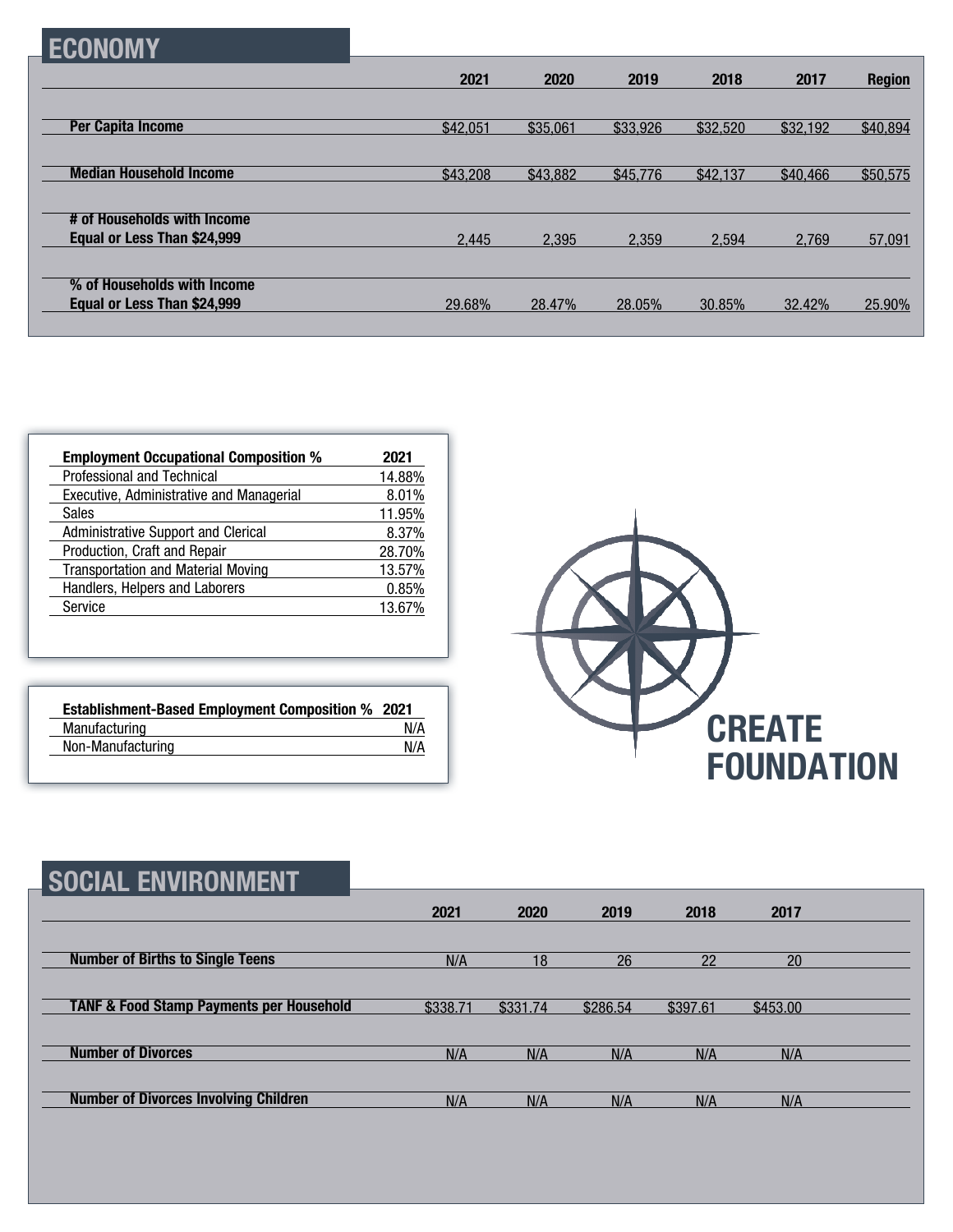## ECONOMY

| | 2021 | 2020 | 2019 | 2018 | 2017 | Region |
|---|---|---|---|---|---|---|
| **Per Capita Income** | $42,051 | $35,061 | $33,926 | $32,520 | $32,192 | $40,894 |
| **Median Household Income** | $43,208 | $43,882 | $45,776 | $42,137 | $40,466 | $50,575 |
| **# of Households with Income Equal or Less Than $24,999** | 2,445 | 2,395 | 2,359 | 2,594 | 2,769 | 57,091 |
| **% of Households with Income Equal or Less Than $24,999** | 29.68% | 28.47% | 28.05% | 30.85% | 32.42% | 25.90% |

| Employment Occupational Composition % | 2021 |
|---|---|
| Professional and Technical | 14.88% |
| Executive, Administrative and Managerial | 8.01% |
| Sales | 11.95% |
| Administrative Support and Clerical | 8.37% |
| Production, Craft and Repair | 28.70% |
| Transportation and Material Moving | 13.57% |
| Handlers, Helpers and Laborers | 0.85% |
| Service | 13.67% |

| Establishment-Based Employment Composition % | 2021 |
|---|---|
| Manufacturing | N/A |
| Non-Manufacturing | N/A |

CREATE FOUNDATION

## SOCIAL ENVIRONMENT

| | 2021 | 2020 | 2019 | 2018 | 2017 |
|---|---|---|---|---|---|
| **Number of Births to Single Teens** | N/A | 18 | 26 | 22 | 20 |
| **TANF & Food Stamp Payments per Household** | $338.71 | $331.74 | $286.54 | $397.61 | $453.00 |
| **Number of Divorces** | N/A | N/A | N/A | N/A | N/A |
| **Number of Divorces Involving Children** | N/A | N/A | N/A | N/A | N/A |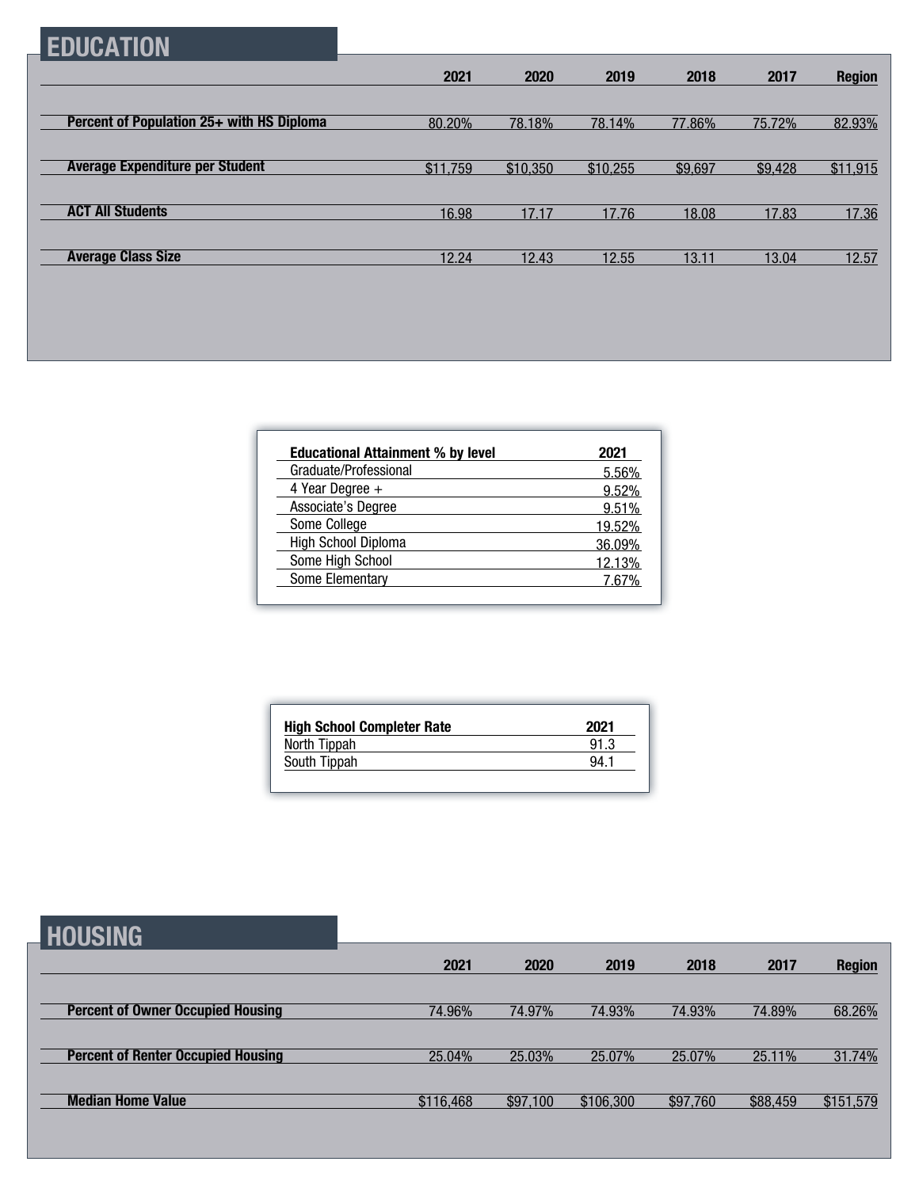## EDUCATION

| | 2021 | 2020 | 2019 | 2018 | 2017 | Region |
|---|---|---|---|---|---|---|
| **Percent of Population 25+ with HS Diploma** | 80.20% | 78.18% | 78.14% | 77.86% | 75.72% | 82.93% |
| **Average Expenditure per Student** | $11,759 | $10,350 | $10,255 | $9,697 | $9,428 | $11,915 |
| **ACT All Students** | 16.98 | 17.17 | 17.76 | 18.08 | 17.83 | 17.36 |
| **Average Class Size** | 12.24 | 12.43 | 12.55 | 13.11 | 13.04 | 12.57 |

| Educational Attainment % by level | 2021 |
|---|---|
| Graduate/Professional | 5.56% |
| 4 Year Degree + | 9.52% |
| Associate's Degree | 9.51% |
| Some College | 19.52% |
| High School Diploma | 36.09% |
| Some High School | 12.13% |
| Some Elementary | 7.67% |

| High School Completer Rate | 2021 |
|---|---|
| North Tippah | 91.3 |
| South Tippah | 94.1 |

## HOUSING

| | 2021 | 2020 | 2019 | 2018 | 2017 | Region |
|---|---|---|---|---|---|---|
| **Percent of Owner Occupied Housing** | 74.96% | 74.97% | 74.93% | 74.93% | 74.89% | 68.26% |
| **Percent of Renter Occupied Housing** | 25.04% | 25.03% | 25.07% | 25.07% | 25.11% | 31.74% |
| **Median Home Value** | $116,468 | $97,100 | $106,300 | $97,760 | $88,459 | $151,579 |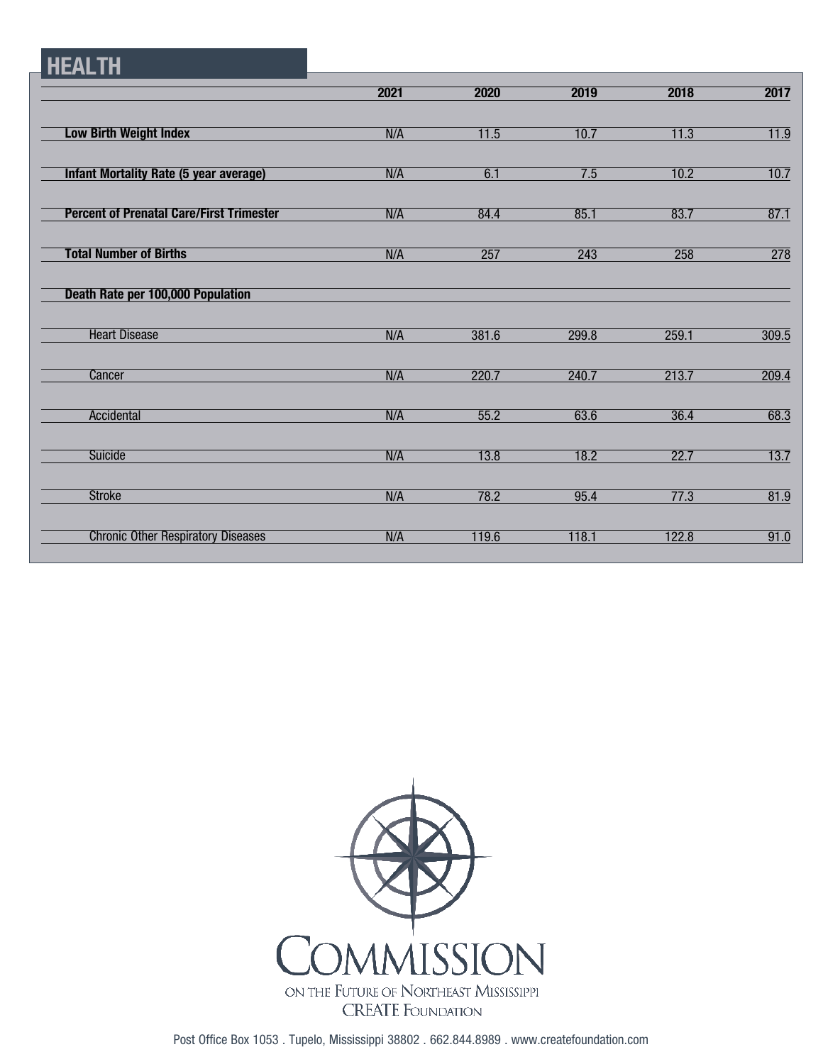## HEALTH

| | 2021 | 2020 | 2019 | 2018 | 2017 |
|---|---|---|---|---|---|
| **Low Birth Weight Index** | N/A | 11.5 | 10.7 | 11.3 | 11.9 |
| **Infant Mortality Rate (5 year average)** | N/A | 6.1 | 7.5 | 10.2 | 10.7 |
| **Percent of Prenatal Care/First Trimester** | N/A | 84.4 | 85.1 | 83.7 | 87.1 |
| **Total Number of Births** | N/A | 257 | 243 | 258 | 278 |
| **Death Rate per 100,000 Population** | | | | | |
| Heart Disease | N/A | 381.6 | 299.8 | 259.1 | 309.5 |
| Cancer | N/A | 220.7 | 240.7 | 213.7 | 209.4 |
| Accidental | N/A | 55.2 | 63.6 | 36.4 | 68.3 |
| Suicide | N/A | 13.8 | 18.2 | 22.7 | 13.7 |
| Stroke | N/A | 78.2 | 95.4 | 77.3 | 81.9 |
| Chronic Other Respiratory Diseases | N/A | 119.6 | 118.1 | 122.8 | 91.0 |

COMMISSION
ON THE FUTURE OF NORTHEAST MISSISSIPPI
CREATE FOUNDATION

Post Office Box 1053 . Tupelo, Mississippi 38802 . 662.844.8989 . www.createfoundation.com